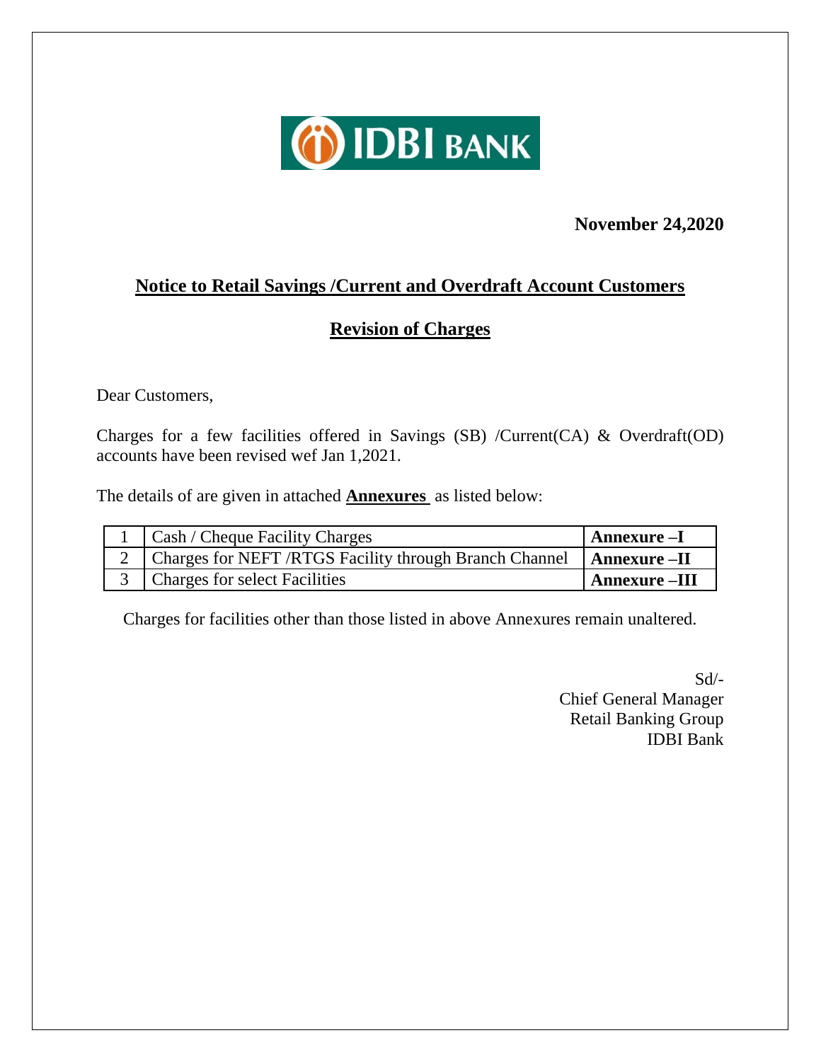IDBI BANK

**November 24,2020**

## Notice to Retail Savings /Current and Overdraft Account Customers

## Revision of Charges

Dear Customers,

Charges for a few facilities offered in Savings (SB) /Current(CA) & Overdraft(OD) accounts have been revised wef Jan 1,2021.

The details of are given in attached **Annexures** as listed below:

| | | |
|---|---|---|
| 1 | Cash / Cheque Facility Charges | **Annexure –I** |
| 2 | Charges for NEFT /RTGS Facility through Branch Channel | **Annexure –II** |
| 3 | Charges for select Facilities | **Annexure –III** |

Charges for facilities other than those listed in above Annexures remain unaltered.

Sd/-
Chief General Manager
Retail Banking Group
IDBI Bank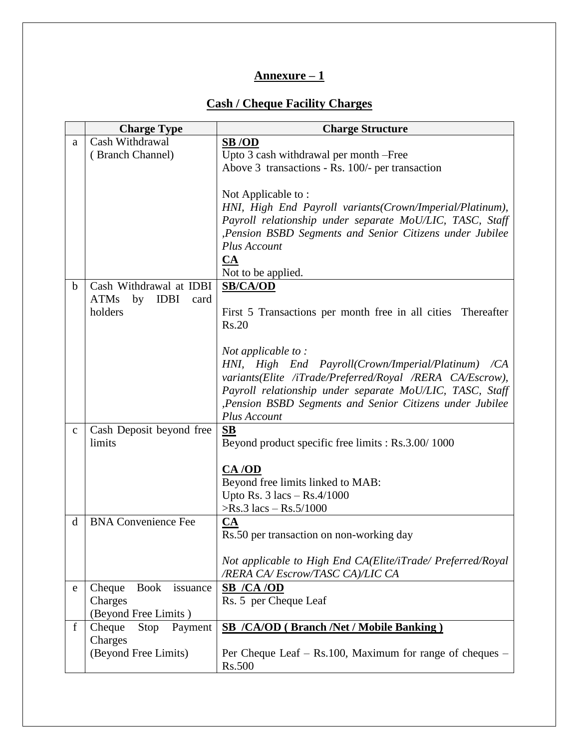## Annexure – 1

## Cash / Cheque Facility Charges

| | Charge Type | Charge Structure |
|---|---|---|
| a | Cash Withdrawal ( Branch Channel) | **SB /OD**<br>Upto 3 cash withdrawal per month –Free<br>Above 3 transactions - Rs. 100/- per transaction<br><br>Not Applicable to :<br>*HNI, High End Payroll variants(Crown/Imperial/Platinum), Payroll relationship under separate MoU/LIC, TASC, Staff ,Pension BSBD Segments and Senior Citizens under Jubilee Plus Account*<br>**CA**<br>Not to be applied. |
| b | Cash Withdrawal at IDBI ATMs by IDBI card holders | **SB/CA/OD**<br><br>First 5 Transactions per month free in all cities Thereafter Rs.20<br><br>*Not applicable to :*<br>*HNI, High End Payroll(Crown/Imperial/Platinum) /CA variants(Elite /iTrade/Preferred/Royal /RERA CA/Escrow), Payroll relationship under separate MoU/LIC, TASC, Staff ,Pension BSBD Segments and Senior Citizens under Jubilee Plus Account* |
| c | Cash Deposit beyond free limits | **SB**<br>Beyond product specific free limits : Rs.3.00/ 1000<br><br>**CA /OD**<br>Beyond free limits linked to MAB:<br>Upto Rs. 3 lacs – Rs.4/1000<br>>Rs.3 lacs – Rs.5/1000 |
| d | BNA Convenience Fee | **CA**<br>Rs.50 per transaction on non-working day<br><br>*Not applicable to High End CA(Elite/iTrade/ Preferred/Royal /RERA CA/ Escrow/TASC CA)/LIC CA* |
| e | Cheque Book issuance Charges (Beyond Free Limits ) | **SB /CA /OD**<br>Rs. 5 per Cheque Leaf |
| f | Cheque Stop Payment Charges (Beyond Free Limits) | **SB /CA/OD ( Branch /Net / Mobile Banking )**<br><br>Per Cheque Leaf – Rs.100, Maximum for range of cheques – Rs.500 |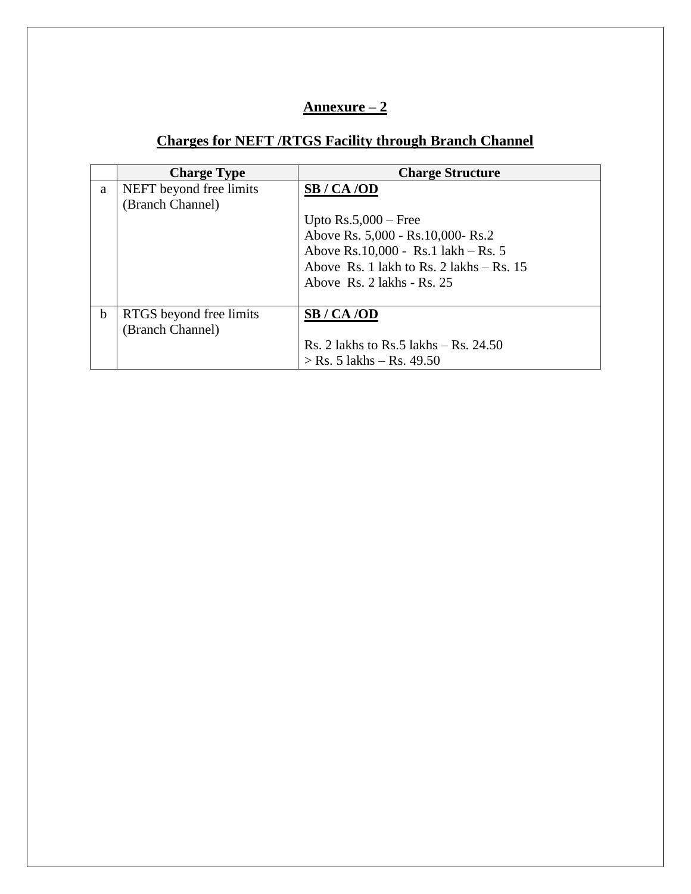## Annexure – 2

## Charges for NEFT /RTGS Facility through Branch Channel

| | Charge Type | Charge Structure |
|---|---|---|
| a | NEFT beyond free limits (Branch Channel) | **SB / CA /OD**<br><br>Upto Rs.5,000 – Free<br>Above Rs. 5,000 - Rs.10,000- Rs.2<br>Above Rs.10,000 - Rs.1 lakh – Rs. 5<br>Above Rs. 1 lakh to Rs. 2 lakhs – Rs. 15<br>Above Rs. 2 lakhs - Rs. 25 |
| b | RTGS beyond free limits (Branch Channel) | **SB / CA /OD**<br><br>Rs. 2 lakhs to Rs.5 lakhs – Rs. 24.50<br>> Rs. 5 lakhs – Rs. 49.50 |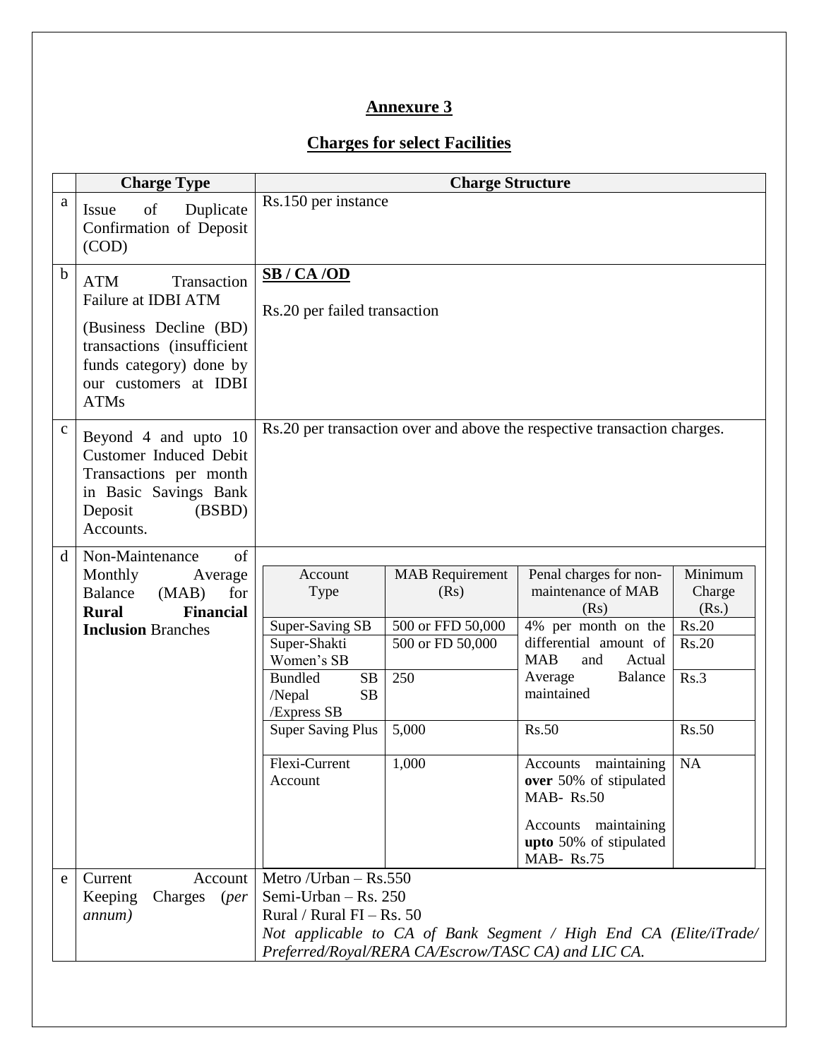## Annexure 3

## Charges for select Facilities

| | Charge Type | Charge Structure |
|---|---|---|
| a | Issue of Duplicate Confirmation of Deposit (COD) | Rs.150 per instance |
| b | ATM Transaction Failure at IDBI ATM<br><br>(Business Decline (BD) transactions (insufficient funds category) done by our customers at IDBI ATMs | **SB / CA /OD**<br><br>Rs.20 per failed transaction |
| c | Beyond 4 and upto 10 Customer Induced Debit Transactions per month in Basic Savings Bank Deposit (BSBD) Accounts. | Rs.20 per transaction over and above the respective transaction charges. |
| d | Non-Maintenance of Monthly Average Balance (MAB) for **Rural Financial Inclusion** Branches | See table below |
| e | Current Account Keeping Charges (*per annum)* | Metro /Urban – Rs.550<br>Semi-Urban – Rs. 250<br>Rural / Rural FI – Rs. 50<br>*Not applicable to CA of Bank Segment / High End CA (Elite/iTrade/ Preferred/Royal/RERA CA/Escrow/TASC CA) and LIC CA.* |

**d. Non-Maintenance of Monthly Average Balance (MAB) for Rural Financial Inclusion Branches**

| Account Type | MAB Requirement (Rs) | Penal charges for non-maintenance of MAB (Rs) | Minimum Charge (Rs.) |
|---|---|---|---|
| Super-Saving SB | 500 or FFD 50,000 | 4% per month on the differential amount of MAB and Actual Average Balance maintained | Rs.20 |
| Super-Shakti Women's SB | 500 or FD 50,000 | 4% per month on the differential amount of MAB and Actual Average Balance maintained | Rs.20 |
| Bundled SB /Nepal SB /Express SB | 250 | 4% per month on the differential amount of MAB and Actual Average Balance maintained | Rs.3 |
| Super Saving Plus | 5,000 | Rs.50 | Rs.50 |
| Flexi-Current Account | 1,000 | Accounts maintaining **over** 50% of stipulated MAB- Rs.50<br><br>Accounts maintaining **upto** 50% of stipulated MAB- Rs.75 | NA |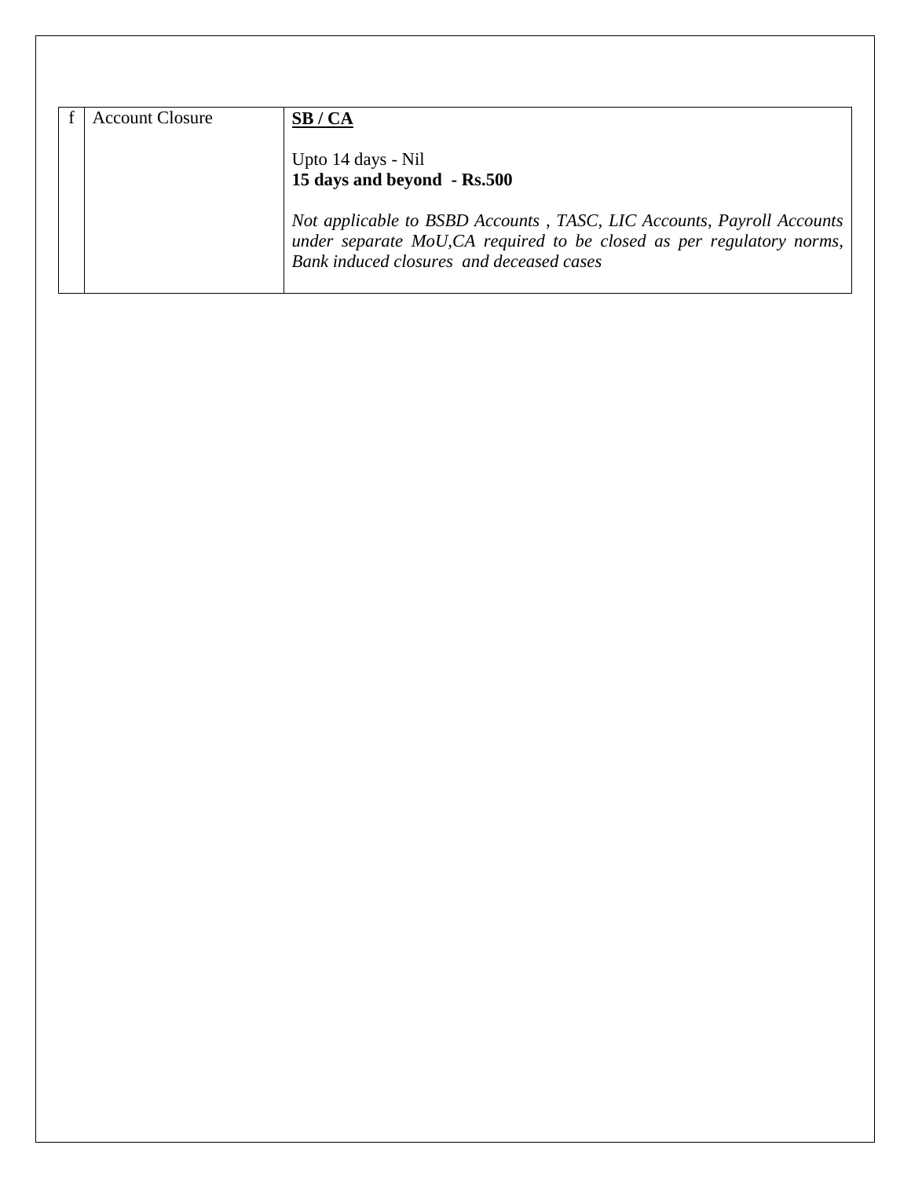| | | |
|---|---|---|
| f | Account Closure | **<u>SB / CA</u>**<br><br>Upto 14 days - Nil<br>**15 days and beyond - Rs.500**<br><br>*Not applicable to BSBD Accounts , TASC, LIC Accounts, Payroll Accounts under separate MoU,CA required to be closed as per regulatory norms, Bank induced closures and deceased cases* |